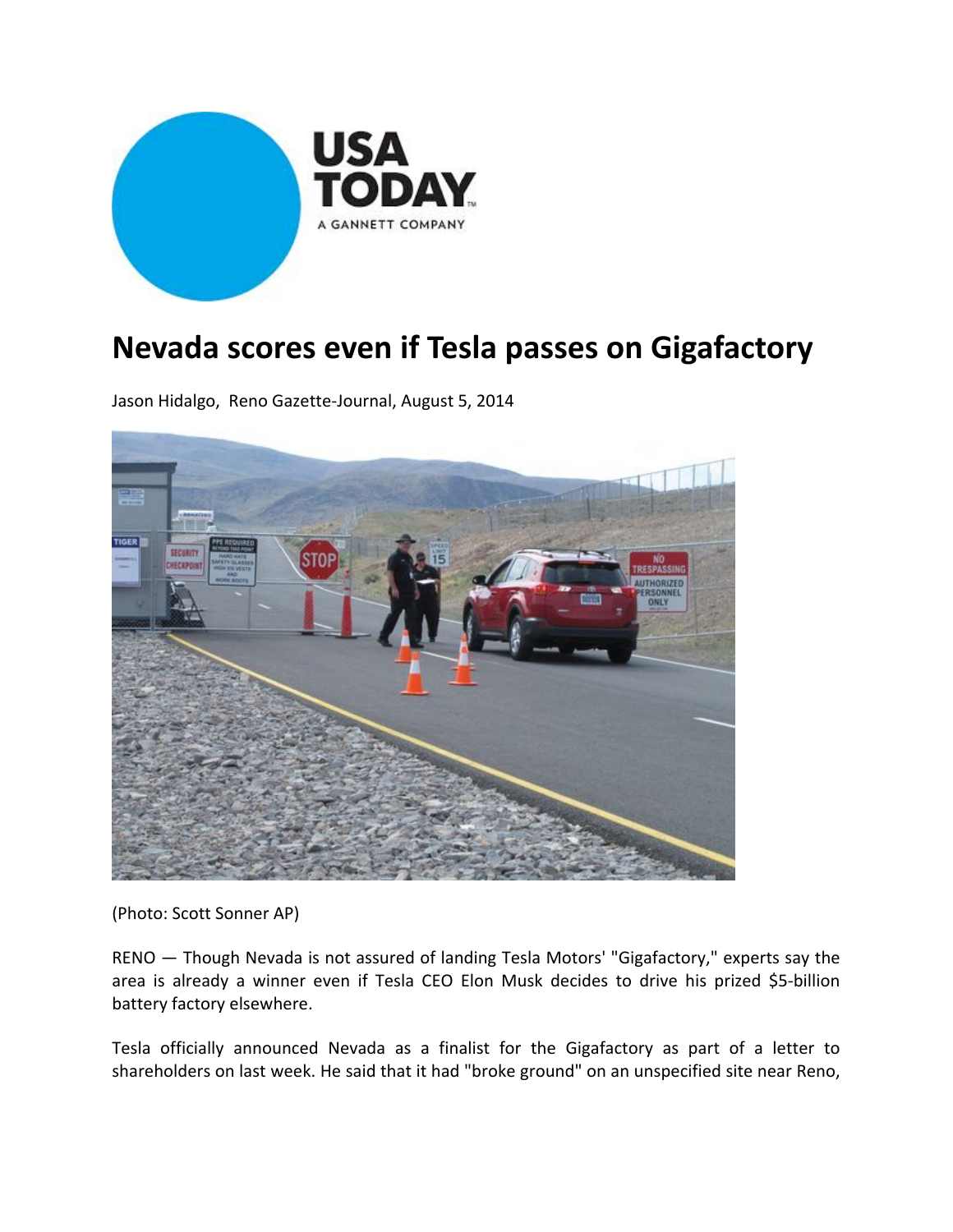USA TODAY
A GANNETT COMPANY

# Nevada scores even if Tesla passes on Gigafactory

Jason Hidalgo, Reno Gazette-Journal, August 5, 2014

(Photo: Scott Sonner AP)

RENO — Though Nevada is not assured of landing Tesla Motors' "Gigafactory," experts say the area is already a winner even if Tesla CEO Elon Musk decides to drive his prized $5-billion battery factory elsewhere.

Tesla officially announced Nevada as a finalist for the Gigafactory as part of a letter to shareholders on last week. He said that it had "broke ground" on an unspecified site near Reno,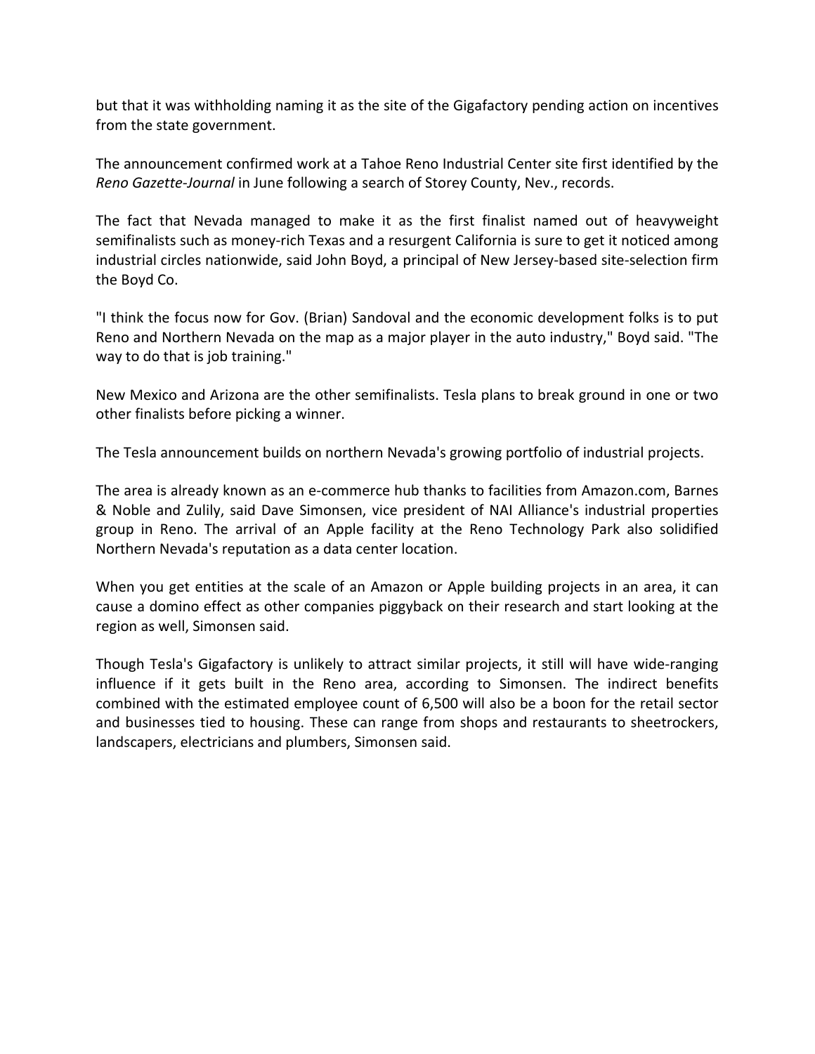but that it was withholding naming it as the site of the Gigafactory pending action on incentives from the state government.

The announcement confirmed work at a Tahoe Reno Industrial Center site first identified by the *Reno Gazette-Journal* in June following a search of Storey County, Nev., records.

The fact that Nevada managed to make it as the first finalist named out of heavyweight semifinalists such as money-rich Texas and a resurgent California is sure to get it noticed among industrial circles nationwide, said John Boyd, a principal of New Jersey-based site-selection firm the Boyd Co.

"I think the focus now for Gov. (Brian) Sandoval and the economic development folks is to put Reno and Northern Nevada on the map as a major player in the auto industry," Boyd said. "The way to do that is job training."

New Mexico and Arizona are the other semifinalists. Tesla plans to break ground in one or two other finalists before picking a winner.

The Tesla announcement builds on northern Nevada's growing portfolio of industrial projects.

The area is already known as an e-commerce hub thanks to facilities from Amazon.com, Barnes & Noble and Zulily, said Dave Simonsen, vice president of NAI Alliance's industrial properties group in Reno. The arrival of an Apple facility at the Reno Technology Park also solidified Northern Nevada's reputation as a data center location.

When you get entities at the scale of an Amazon or Apple building projects in an area, it can cause a domino effect as other companies piggyback on their research and start looking at the region as well, Simonsen said.

Though Tesla's Gigafactory is unlikely to attract similar projects, it still will have wide-ranging influence if it gets built in the Reno area, according to Simonsen. The indirect benefits combined with the estimated employee count of 6,500 will also be a boon for the retail sector and businesses tied to housing. These can range from shops and restaurants to sheetrockers, landscapers, electricians and plumbers, Simonsen said.